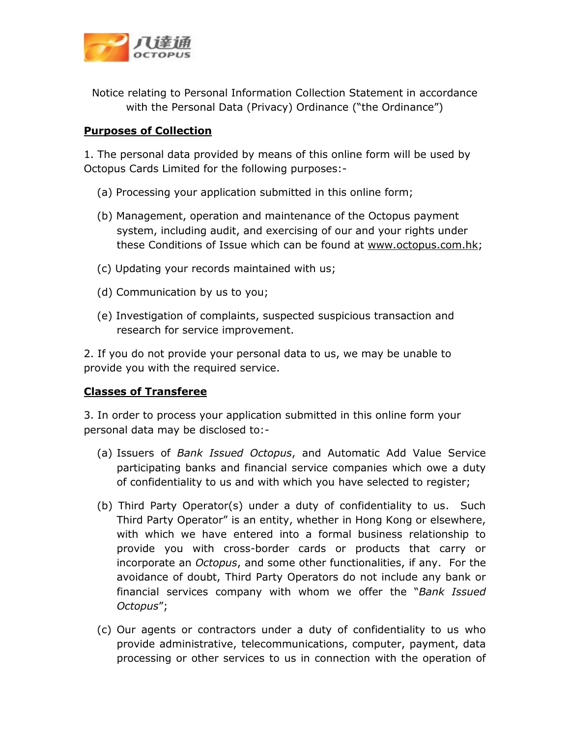Notice relating to Personal Information Collection Statement in accordance with the Personal Data (Privacy) Ordinance ("the Ordinance")

**Purposes of Collection**

1. The personal data provided by means of this online form will be used by Octopus Cards Limited for the following purposes:-

   (a) Processing your application submitted in this online form;

   (b) Management, operation and maintenance of the Octopus payment system, including audit, and exercising of our and your rights under these Conditions of Issue which can be found at www.octopus.com.hk;

   (c) Updating your records maintained with us;

   (d) Communication by us to you;

   (e) Investigation of complaints, suspected suspicious transaction and research for service improvement.

2. If you do not provide your personal data to us, we may be unable to provide you with the required service.

**Classes of Transferee**

3. In order to process your application submitted in this online form your personal data may be disclosed to:-

   (a) Issuers of *Bank Issued Octopus*, and Automatic Add Value Service participating banks and financial service companies which owe a duty of confidentiality to us and with which you have selected to register;

   (b) Third Party Operator(s) under a duty of confidentiality to us. Such Third Party Operator" is an entity, whether in Hong Kong or elsewhere, with which we have entered into a formal business relationship to provide you with cross-border cards or products that carry or incorporate an *Octopus*, and some other functionalities, if any. For the avoidance of doubt, Third Party Operators do not include any bank or financial services company with whom we offer the "*Bank Issued Octopus*";

   (c) Our agents or contractors under a duty of confidentiality to us who provide administrative, telecommunications, computer, payment, data processing or other services to us in connection with the operation of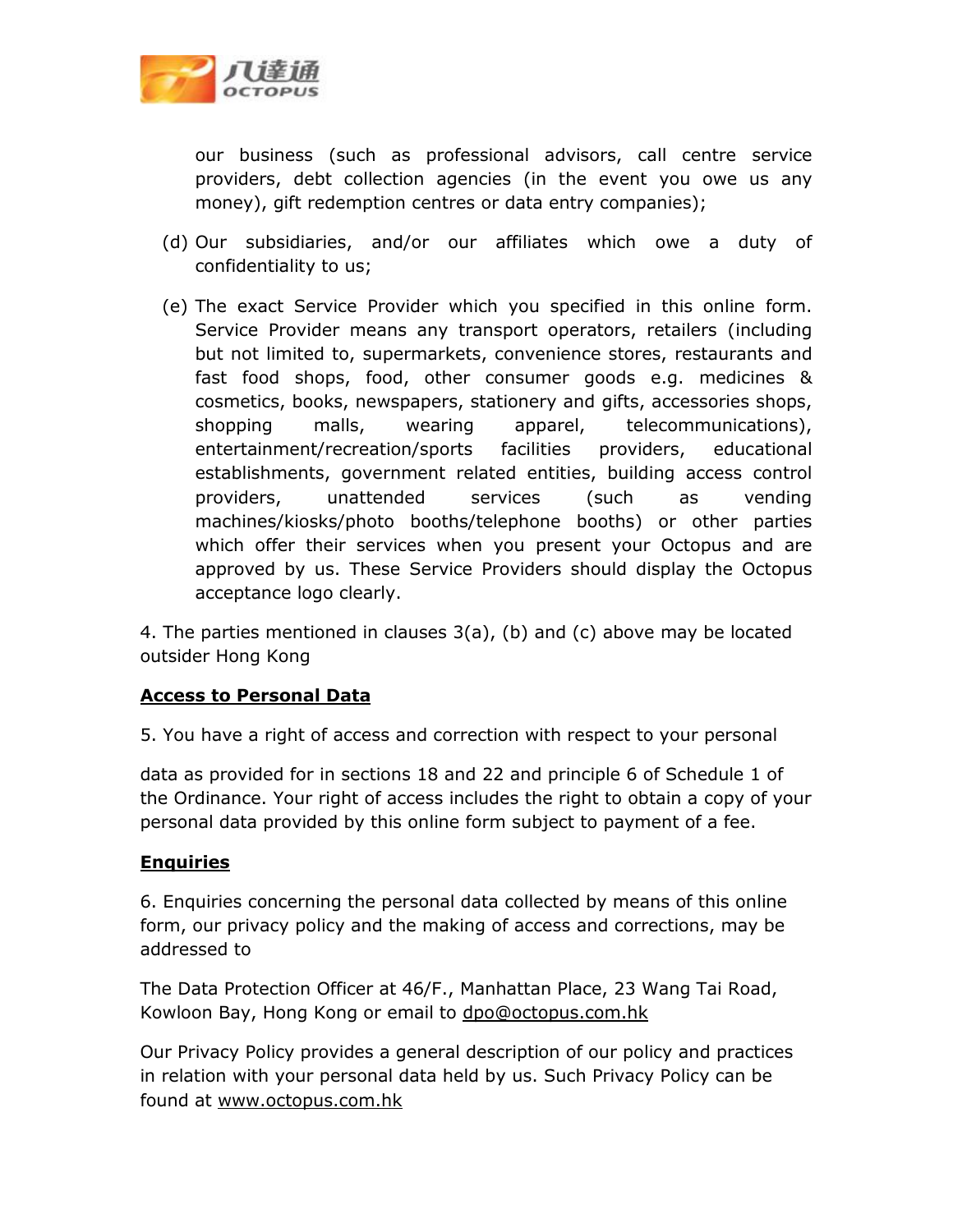our business (such as professional advisors, call centre service providers, debt collection agencies (in the event you owe us any money), gift redemption centres or data entry companies);

(d) Our subsidiaries, and/or our affiliates which owe a duty of confidentiality to us;

(e) The exact Service Provider which you specified in this online form. Service Provider means any transport operators, retailers (including but not limited to, supermarkets, convenience stores, restaurants and fast food shops, food, other consumer goods e.g. medicines & cosmetics, books, newspapers, stationery and gifts, accessories shops, shopping malls, wearing apparel, telecommunications), entertainment/recreation/sports facilities providers, educational establishments, government related entities, building access control providers, unattended services (such as vending machines/kiosks/photo booths/telephone booths) or other parties which offer their services when you present your Octopus and are approved by us. These Service Providers should display the Octopus acceptance logo clearly.

4. The parties mentioned in clauses 3(a), (b) and (c) above may be located outsider Hong Kong

**Access to Personal Data**

5. You have a right of access and correction with respect to your personal

data as provided for in sections 18 and 22 and principle 6 of Schedule 1 of the Ordinance. Your right of access includes the right to obtain a copy of your personal data provided by this online form subject to payment of a fee.

**Enquiries**

6. Enquiries concerning the personal data collected by means of this online form, our privacy policy and the making of access and corrections, may be addressed to

The Data Protection Officer at 46/F., Manhattan Place, 23 Wang Tai Road, Kowloon Bay, Hong Kong or email to dpo@octopus.com.hk

Our Privacy Policy provides a general description of our policy and practices in relation with your personal data held by us. Such Privacy Policy can be found at www.octopus.com.hk